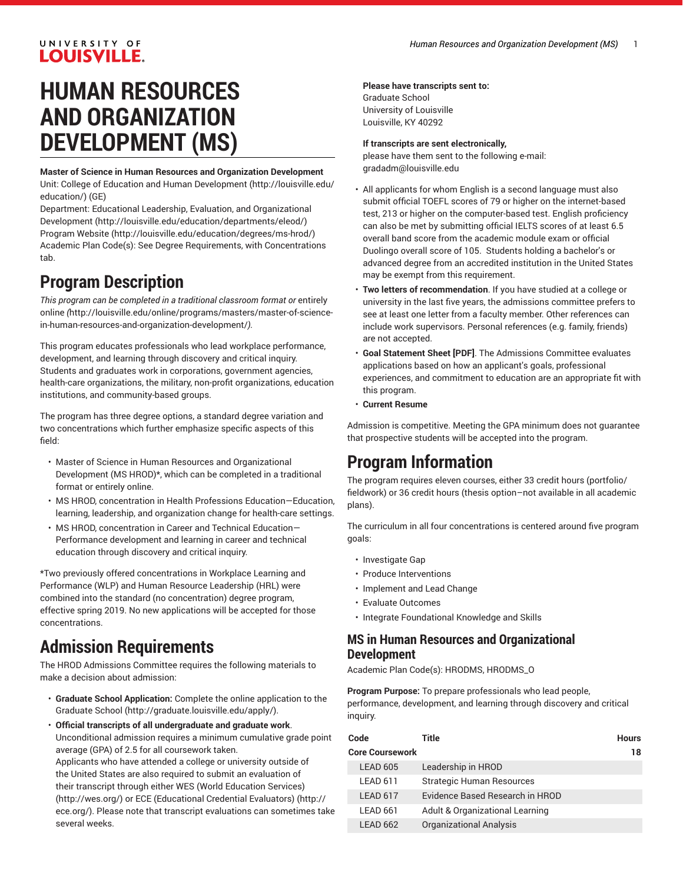# HUMAN RESOURCES AND ORGANIZATION DEVELOPMENT (MS)

**Master of Science in Human Resources and Organization Development**
Unit: College of Education and Human Development (http://louisville.edu/education/) (GE)
Department: Educational Leadership, Evaluation, and Organizational Development (http://louisville.edu/education/departments/eleod/)
Program Website (http://louisville.edu/education/degrees/ms-hrod/)
Academic Plan Code(s): See Degree Requirements, with Concentrations tab.

## Program Description

*This program can be completed in a traditional classroom format or* entirely online *(*http://louisville.edu/online/programs/masters/master-of-science-in-human-resources-and-organization-development/*).*

This program educates professionals who lead workplace performance, development, and learning through discovery and critical inquiry. Students and graduates work in corporations, government agencies, health-care organizations, the military, non-profit organizations, education institutions, and community-based groups.

The program has three degree options, a standard degree variation and two concentrations which further emphasize specific aspects of this field:

- Master of Science in Human Resources and Organizational Development (MS HROD)*, which can be completed in a traditional format or entirely online.
- MS HROD, concentration in Health Professions Education—Education, learning, leadership, and organization change for health-care settings.
- MS HROD, concentration in Career and Technical Education—Performance development and learning in career and technical education through discovery and critical inquiry.

*Two previously offered concentrations in Workplace Learning and Performance (WLP) and Human Resource Leadership (HRL) were combined into the standard (no concentration) degree program, effective spring 2019. No new applications will be accepted for those concentrations.

## Admission Requirements

The HROD Admissions Committee requires the following materials to make a decision about admission:

- **Graduate School Application:** Complete the online application to the Graduate School (http://graduate.louisville.edu/apply/).
- **Official transcripts of all undergraduate and graduate work**. Unconditional admission requires a minimum cumulative grade point average (GPA) of 2.5 for all coursework taken.
  Applicants who have attended a college or university outside of the United States are also required to submit an evaluation of their transcript through either WES (World Education Services) (http://wes.org/) or ECE (Educational Credential Evaluators) (http://ece.org/). Please note that transcript evaluations can sometimes take several weeks.

  **Please have transcripts sent to:**
  Graduate School
  University of Louisville
  Louisville, KY 40292

  **If transcripts are sent electronically,**
  please have them sent to the following e-mail:
  gradadm@louisville.edu
- All applicants for whom English is a second language must also submit official TOEFL scores of 79 or higher on the internet-based test, 213 or higher on the computer-based test. English proficiency can also be met by submitting official IELTS scores of at least 6.5 overall band score from the academic module exam or official Duolingo overall score of 105. Students holding a bachelor's or advanced degree from an accredited institution in the United States may be exempt from this requirement.
- **Two letters of recommendation**. If you have studied at a college or university in the last five years, the admissions committee prefers to see at least one letter from a faculty member. Other references can include work supervisors. Personal references (e.g. family, friends) are not accepted.
- **Goal Statement Sheet [PDF]**. The Admissions Committee evaluates applications based on how an applicant's goals, professional experiences, and commitment to education are an appropriate fit with this program.
- **Current Resume**

Admission is competitive. Meeting the GPA minimum does not guarantee that prospective students will be accepted into the program.

## Program Information

The program requires eleven courses, either 33 credit hours (portfolio/fieldwork) or 36 credit hours (thesis option–not available in all academic plans).

The curriculum in all four concentrations is centered around five program goals:

- Investigate Gap
- Produce Interventions
- Implement and Lead Change
- Evaluate Outcomes
- Integrate Foundational Knowledge and Skills

### MS in Human Resources and Organizational Development

Academic Plan Code(s): HRODMS, HRODMS_O

**Program Purpose:** To prepare professionals who lead people, performance, development, and learning through discovery and critical inquiry.

| Code | Title | Hours |
|---|---|---|
| **Core Coursework** | | **18** |
| LEAD 605 | Leadership in HROD | |
| LEAD 611 | Strategic Human Resources | |
| LEAD 617 | Evidence Based Research in HROD | |
| LEAD 661 | Adult & Organizational Learning | |
| LEAD 662 | Organizational Analysis | |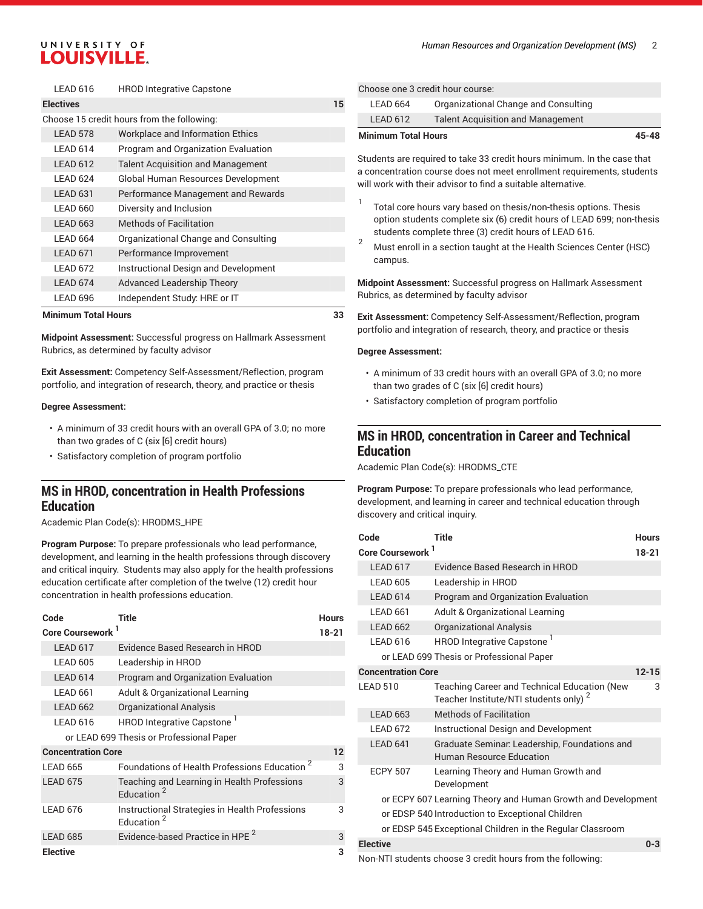| Code | Title | Hours |
|---|---|---|
| LEAD 616 | HROD Integrative Capstone | |
| **Electives** | | **15** |
| Choose 15 credit hours from the following: | | |
| LEAD 578 | Workplace and Information Ethics | |
| LEAD 614 | Program and Organization Evaluation | |
| LEAD 612 | Talent Acquisition and Management | |
| LEAD 624 | Global Human Resources Development | |
| LEAD 631 | Performance Management and Rewards | |
| LEAD 660 | Diversity and Inclusion | |
| LEAD 663 | Methods of Facilitation | |
| LEAD 664 | Organizational Change and Consulting | |
| LEAD 671 | Performance Improvement | |
| LEAD 672 | Instructional Design and Development | |
| LEAD 674 | Advanced Leadership Theory | |
| LEAD 696 | Independent Study: HRE or IT | |
| **Minimum Total Hours** | | **33** |

**Midpoint Assessment:** Successful progress on Hallmark Assessment Rubrics, as determined by faculty advisor

**Exit Assessment:** Competency Self-Assessment/Reflection, program portfolio, and integration of research, theory, and practice or thesis

**Degree Assessment:**

- A minimum of 33 credit hours with an overall GPA of 3.0; no more than two grades of C (six [6] credit hours)
- Satisfactory completion of program portfolio

## MS in HROD, concentration in Health Professions Education

Academic Plan Code(s): HRODMS_HPE

**Program Purpose:** To prepare professionals who lead performance, development, and learning in the health professions through discovery and critical inquiry. Students may also apply for the health professions education certificate after completion of the twelve (12) credit hour concentration in health professions education.

| Code | Title | Hours |
|---|---|---|
| **Core Coursework** [1] | | **18-21** |
| LEAD 617 | Evidence Based Research in HROD | |
| LEAD 605 | Leadership in HROD | |
| LEAD 614 | Program and Organization Evaluation | |
| LEAD 661 | Adult & Organizational Learning | |
| LEAD 662 | Organizational Analysis | |
| LEAD 616 | HROD Integrative Capstone [1] | |
| or LEAD 699 | Thesis or Professional Paper | |
| **Concentration Core** | | **12** |
| LEAD 665 | Foundations of Health Professions Education [2] | 3 |
| LEAD 675 | Teaching and Learning in Health Professions Education [2] | 3 |
| LEAD 676 | Instructional Strategies in Health Professions Education [2] | 3 |
| LEAD 685 | Evidence-based Practice in HPE [2] | 3 |
| **Elective** | | **3** |
| Choose one 3 credit hour course: | | |
| LEAD 664 | Organizational Change and Consulting | |
| LEAD 612 | Talent Acquisition and Management | |
| **Minimum Total Hours** | | **45-48** |

Students are required to take 33 credit hours minimum. In the case that a concentration course does not meet enrollment requirements, students will work with their advisor to find a suitable alternative.

1. Total core hours vary based on thesis/non-thesis options. Thesis option students complete six (6) credit hours of LEAD 699; non-thesis students complete three (3) credit hours of LEAD 616.
2. Must enroll in a section taught at the Health Sciences Center (HSC) campus.

**Midpoint Assessment:** Successful progress on Hallmark Assessment Rubrics, as determined by faculty advisor

**Exit Assessment:** Competency Self-Assessment/Reflection, program portfolio and integration of research, theory, and practice or thesis

**Degree Assessment:**

- A minimum of 33 credit hours with an overall GPA of 3.0; no more than two grades of C (six [6] credit hours)
- Satisfactory completion of program portfolio

## MS in HROD, concentration in Career and Technical Education

Academic Plan Code(s): HRODMS_CTE

**Program Purpose:** To prepare professionals who lead performance, development, and learning in career and technical education through discovery and critical inquiry.

| Code | Title | Hours |
|---|---|---|
| **Core Coursework** [1] | | **18-21** |
| LEAD 617 | Evidence Based Research in HROD | |
| LEAD 605 | Leadership in HROD | |
| LEAD 614 | Program and Organization Evaluation | |
| LEAD 661 | Adult & Organizational Learning | |
| LEAD 662 | Organizational Analysis | |
| LEAD 616 | HROD Integrative Capstone [1] | |
| or LEAD 699 | Thesis or Professional Paper | |
| **Concentration Core** | | **12-15** |
| LEAD 510 | Teaching Career and Technical Education (New Teacher Institute/NTI students only) [2] | 3 |
| LEAD 663 | Methods of Facilitation | |
| LEAD 672 | Instructional Design and Development | |
| LEAD 641 | Graduate Seminar: Leadership, Foundations and Human Resource Education | |
| ECPY 507 | Learning Theory and Human Growth and Development | |
| or ECPY 607 | Learning Theory and Human Growth and Development | |
| or EDSP 540 | Introduction to Exceptional Children | |
| or EDSP 545 | Exceptional Children in the Regular Classroom | |
| **Elective** | | **0-3** |
| Non-NTI students choose 3 credit hours from the following: | | |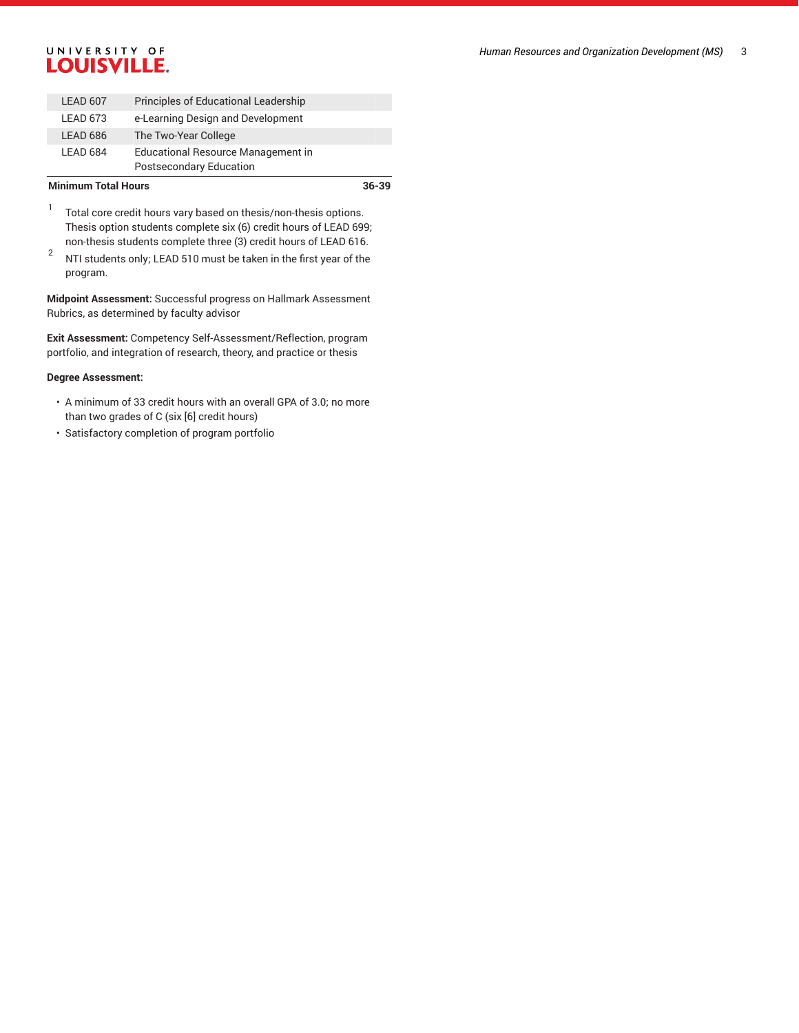| | | |
|---|---|---|
| LEAD 607 | Principles of Educational Leadership | |
| LEAD 673 | e-Learning Design and Development | |
| LEAD 686 | The Two-Year College | |
| LEAD 684 | Educational Resource Management in Postsecondary Education | |
| **Minimum Total Hours** | | **36-39** |

[1] Total core credit hours vary based on thesis/non-thesis options. Thesis option students complete six (6) credit hours of LEAD 699; non-thesis students complete three (3) credit hours of LEAD 616.

[2] NTI students only; LEAD 510 must be taken in the first year of the program.

**Midpoint Assessment:** Successful progress on Hallmark Assessment Rubrics, as determined by faculty advisor

**Exit Assessment:** Competency Self-Assessment/Reflection, program portfolio, and integration of research, theory, and practice or thesis

**Degree Assessment:**

- A minimum of 33 credit hours with an overall GPA of 3.0; no more than two grades of C (six [6] credit hours)
- Satisfactory completion of program portfolio